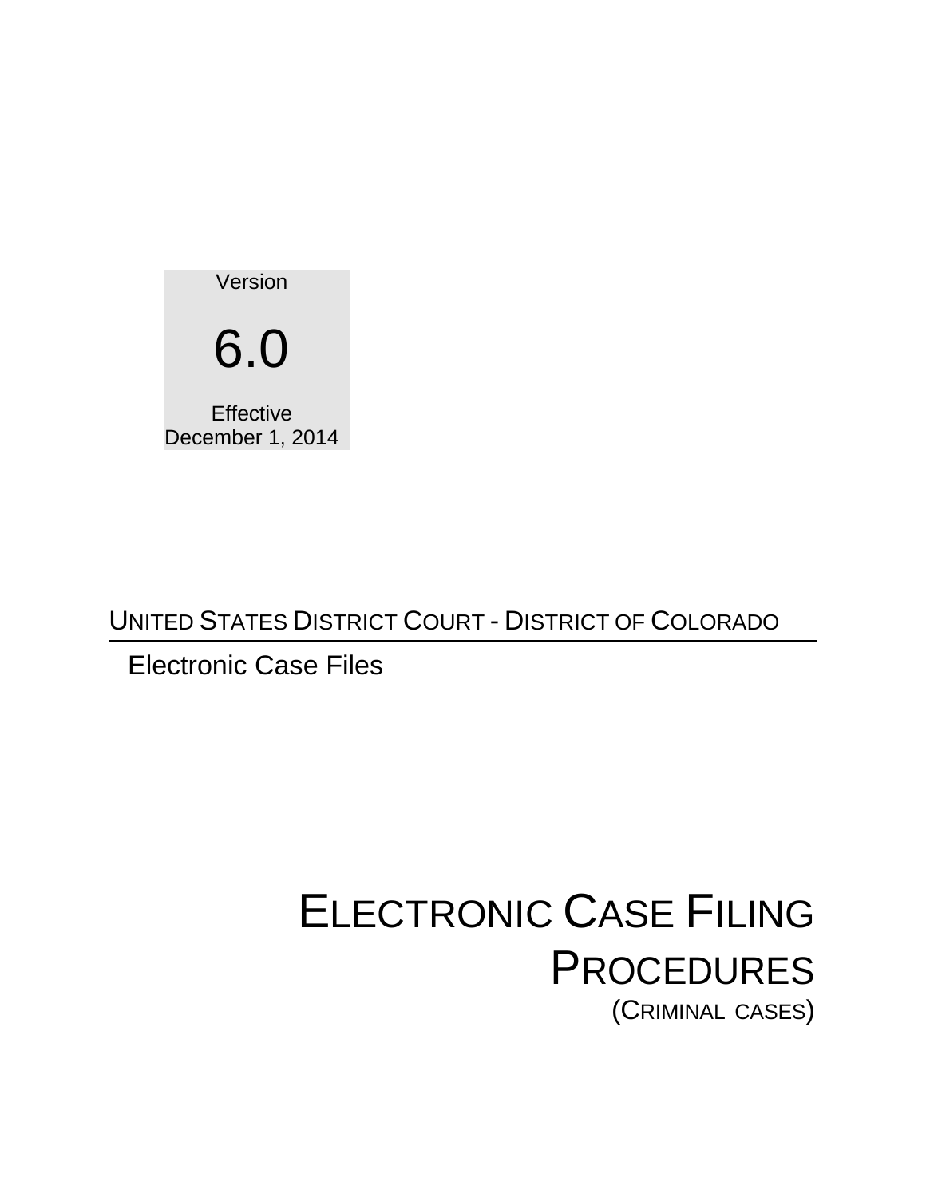Version

6.0

Effective
December 1, 2014

UNITED STATES DISTRICT COURT - DISTRICT OF COLORADO

Electronic Case Files

# ELECTRONIC CASE FILING PROCEDURES

(CRIMINAL CASES)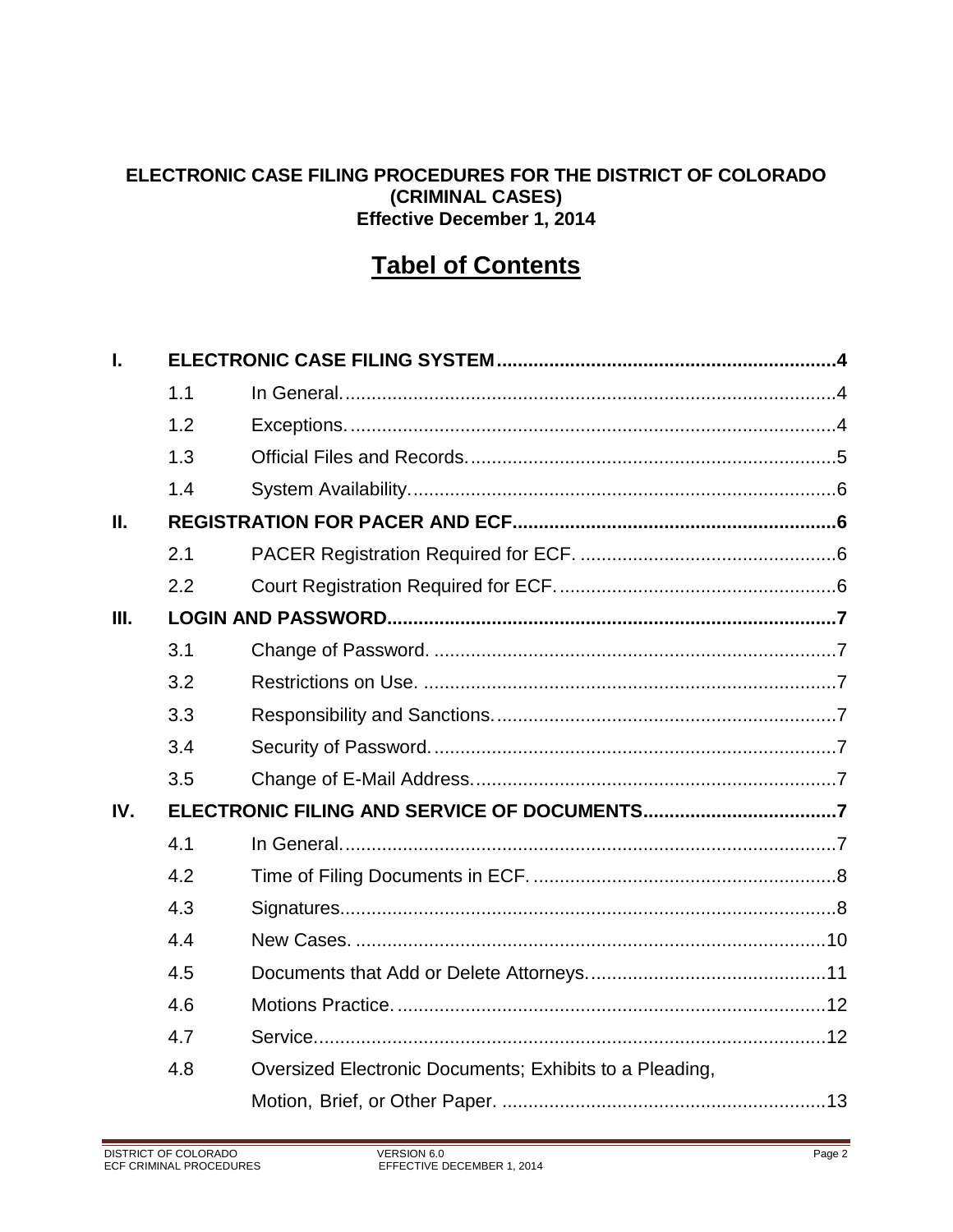**ELECTRONIC CASE FILING PROCEDURES FOR THE DISTRICT OF COLORADO**
**(CRIMINAL CASES)**
**Effective December 1, 2014**

# Tabel of Contents

| | | | |
|---|---|---|---|
| **I.** | **ELECTRONIC CASE FILING SYSTEM** | | **4** |
| | 1.1 | In General. | 4 |
| | 1.2 | Exceptions. | 4 |
| | 1.3 | Official Files and Records. | 5 |
| | 1.4 | System Availability. | 6 |
| **II.** | **REGISTRATION FOR PACER AND ECF** | | **6** |
| | 2.1 | PACER Registration Required for ECF. | 6 |
| | 2.2 | Court Registration Required for ECF. | 6 |
| **III.** | **LOGIN AND PASSWORD** | | **7** |
| | 3.1 | Change of Password. | 7 |
| | 3.2 | Restrictions on Use. | 7 |
| | 3.3 | Responsibility and Sanctions. | 7 |
| | 3.4 | Security of Password. | 7 |
| | 3.5 | Change of E-Mail Address. | 7 |
| **IV.** | **ELECTRONIC FILING AND SERVICE OF DOCUMENTS** | | **7** |
| | 4.1 | In General. | 7 |
| | 4.2 | Time of Filing Documents in ECF. | 8 |
| | 4.3 | Signatures. | 8 |
| | 4.4 | New Cases. | 10 |
| | 4.5 | Documents that Add or Delete Attorneys. | 11 |
| | 4.6 | Motions Practice. | 12 |
| | 4.7 | Service. | 12 |
| | 4.8 | Oversized Electronic Documents; Exhibits to a Pleading, Motion, Brief, or Other Paper. | 13 |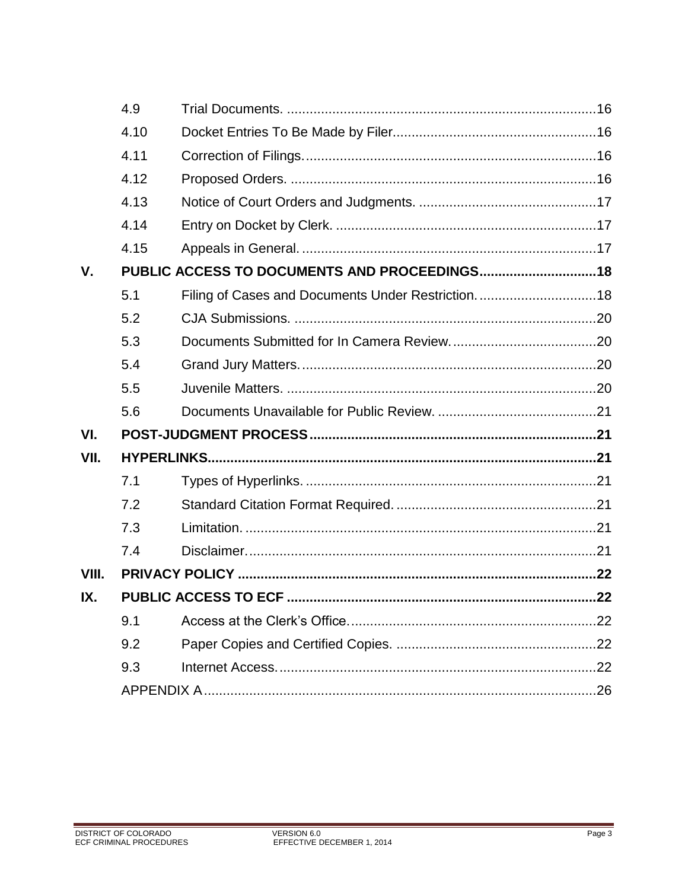| | | | |
|---|---|---|---|
| | 4.9 | Trial Documents. | 16 |
| | 4.10 | Docket Entries To Be Made by Filer | 16 |
| | 4.11 | Correction of Filings. | 16 |
| | 4.12 | Proposed Orders. | 16 |
| | 4.13 | Notice of Court Orders and Judgments. | 17 |
| | 4.14 | Entry on Docket by Clerk. | 17 |
| | 4.15 | Appeals in General. | 17 |
| **V.** | **PUBLIC ACCESS TO DOCUMENTS AND PROCEEDINGS** | | **18** |
| | 5.1 | Filing of Cases and Documents Under Restriction. | 18 |
| | 5.2 | CJA Submissions. | 20 |
| | 5.3 | Documents Submitted for In Camera Review. | 20 |
| | 5.4 | Grand Jury Matters. | 20 |
| | 5.5 | Juvenile Matters. | 20 |
| | 5.6 | Documents Unavailable for Public Review. | 21 |
| **VI.** | **POST-JUDGMENT PROCESS** | | **21** |
| **VII.** | **HYPERLINKS** | | **21** |
| | 7.1 | Types of Hyperlinks. | 21 |
| | 7.2 | Standard Citation Format Required. | 21 |
| | 7.3 | Limitation. | 21 |
| | 7.4 | Disclaimer. | 21 |
| **VIII.** | **PRIVACY POLICY** | | **22** |
| **IX.** | **PUBLIC ACCESS TO ECF** | | **22** |
| | 9.1 | Access at the Clerk's Office. | 22 |
| | 9.2 | Paper Copies and Certified Copies. | 22 |
| | 9.3 | Internet Access. | 22 |
| | APPENDIX A | | 26 |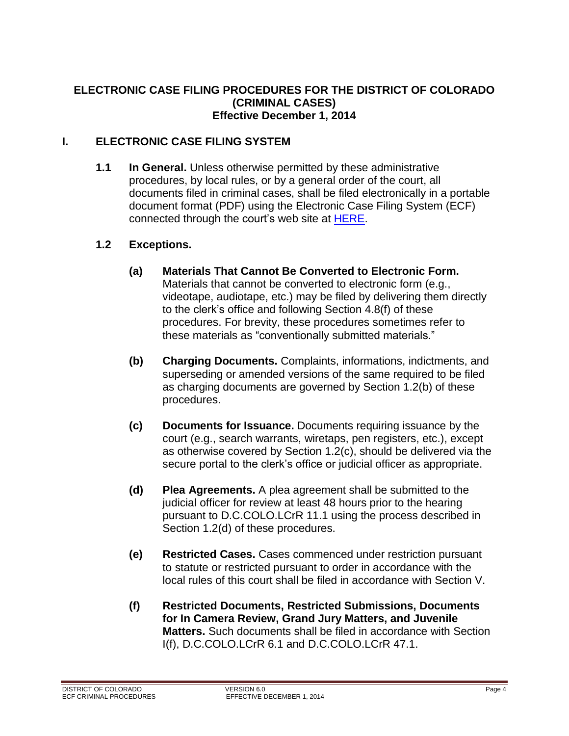**ELECTRONIC CASE FILING PROCEDURES FOR THE DISTRICT OF COLORADO (CRIMINAL CASES)**
**Effective December 1, 2014**

## I. ELECTRONIC CASE FILING SYSTEM

**1.1 In General.** Unless otherwise permitted by these administrative procedures, by local rules, or by a general order of the court, all documents filed in criminal cases, shall be filed electronically in a portable document format (PDF) using the Electronic Case Filing System (ECF) connected through the court's web site at HERE.

**1.2 Exceptions.**

**(a) Materials That Cannot Be Converted to Electronic Form.** Materials that cannot be converted to electronic form (e.g., videotape, audiotape, etc.) may be filed by delivering them directly to the clerk's office and following Section 4.8(f) of these procedures. For brevity, these procedures sometimes refer to these materials as "conventionally submitted materials."

**(b) Charging Documents.** Complaints, informations, indictments, and superseding or amended versions of the same required to be filed as charging documents are governed by Section 1.2(b) of these procedures.

**(c) Documents for Issuance.** Documents requiring issuance by the court (e.g., search warrants, wiretaps, pen registers, etc.), except as otherwise covered by Section 1.2(c), should be delivered via the secure portal to the clerk's office or judicial officer as appropriate.

**(d) Plea Agreements.** A plea agreement shall be submitted to the judicial officer for review at least 48 hours prior to the hearing pursuant to D.C.COLO.LCrR 11.1 using the process described in Section 1.2(d) of these procedures.

**(e) Restricted Cases.** Cases commenced under restriction pursuant to statute or restricted pursuant to order in accordance with the local rules of this court shall be filed in accordance with Section V.

**(f) Restricted Documents, Restricted Submissions, Documents for In Camera Review, Grand Jury Matters, and Juvenile Matters.** Such documents shall be filed in accordance with Section I(f), D.C.COLO.LCrR 6.1 and D.C.COLO.LCrR 47.1.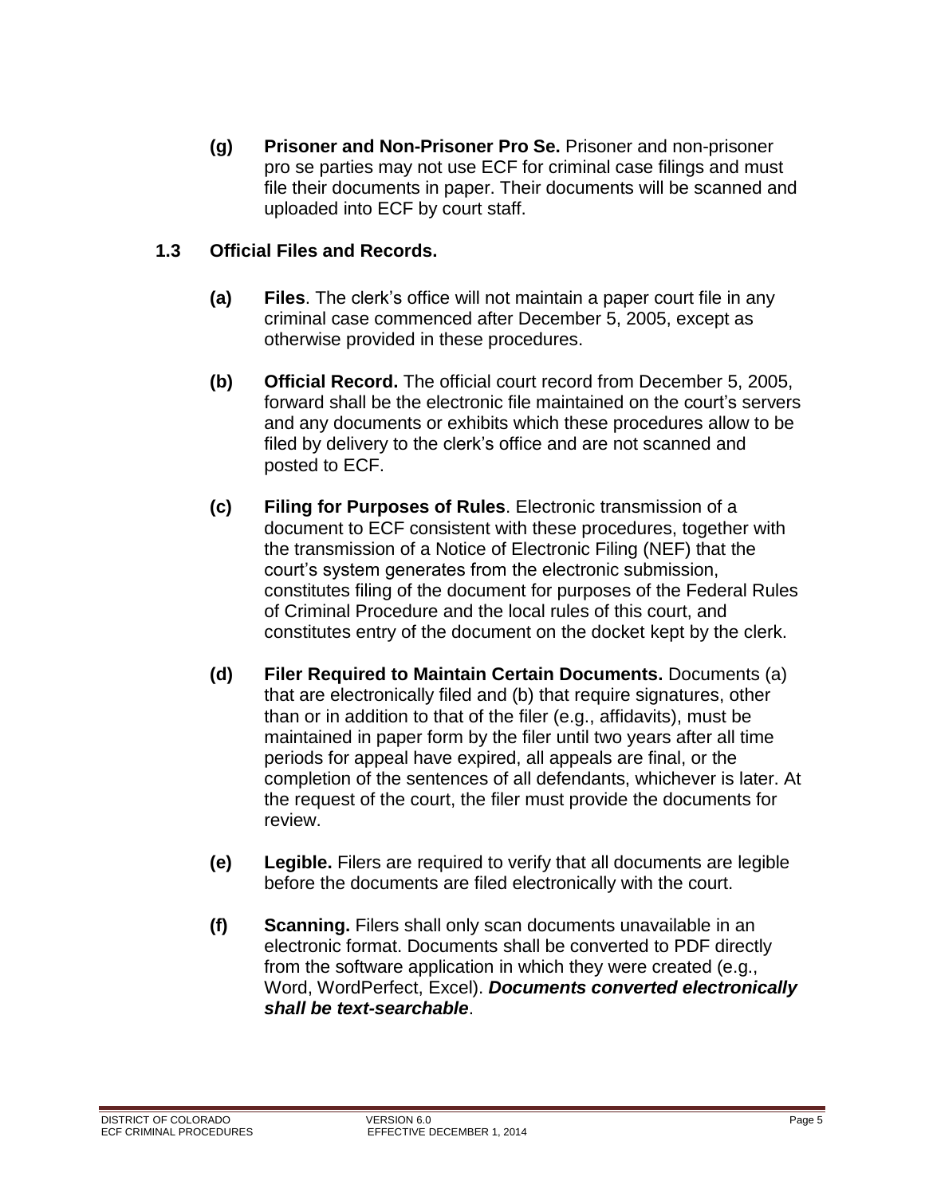**(g) Prisoner and Non-Prisoner Pro Se.** Prisoner and non-prisoner pro se parties may not use ECF for criminal case filings and must file their documents in paper. Their documents will be scanned and uploaded into ECF by court staff.

### 1.3 Official Files and Records.

**(a) Files**. The clerk's office will not maintain a paper court file in any criminal case commenced after December 5, 2005, except as otherwise provided in these procedures.

**(b) Official Record.** The official court record from December 5, 2005, forward shall be the electronic file maintained on the court's servers and any documents or exhibits which these procedures allow to be filed by delivery to the clerk's office and are not scanned and posted to ECF.

**(c) Filing for Purposes of Rules**. Electronic transmission of a document to ECF consistent with these procedures, together with the transmission of a Notice of Electronic Filing (NEF) that the court's system generates from the electronic submission, constitutes filing of the document for purposes of the Federal Rules of Criminal Procedure and the local rules of this court, and constitutes entry of the document on the docket kept by the clerk.

**(d) Filer Required to Maintain Certain Documents.** Documents (a) that are electronically filed and (b) that require signatures, other than or in addition to that of the filer (e.g., affidavits), must be maintained in paper form by the filer until two years after all time periods for appeal have expired, all appeals are final, or the completion of the sentences of all defendants, whichever is later. At the request of the court, the filer must provide the documents for review.

**(e) Legible.** Filers are required to verify that all documents are legible before the documents are filed electronically with the court.

**(f) Scanning.** Filers shall only scan documents unavailable in an electronic format. Documents shall be converted to PDF directly from the software application in which they were created (e.g., Word, WordPerfect, Excel). ***Documents converted electronically shall be text-searchable***.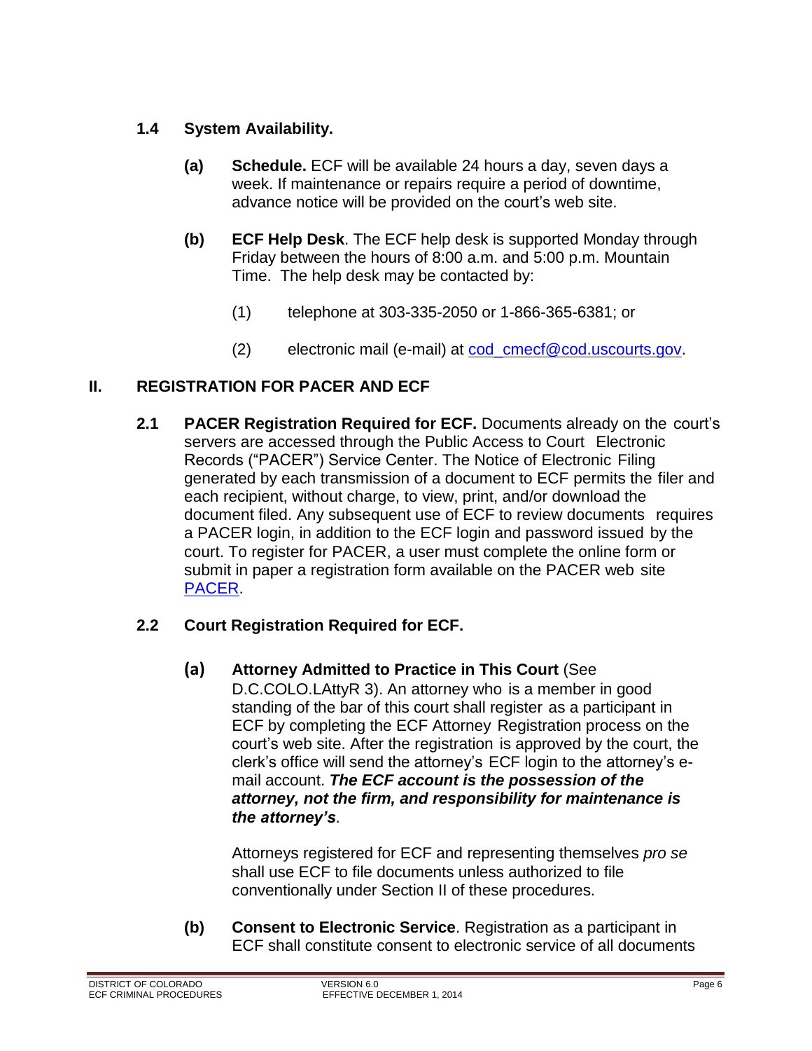### 1.4 System Availability.

**(a)** **Schedule.** ECF will be available 24 hours a day, seven days a week. If maintenance or repairs require a period of downtime, advance notice will be provided on the court's web site.

**(b)** **ECF Help Desk**. The ECF help desk is supported Monday through Friday between the hours of 8:00 a.m. and 5:00 p.m. Mountain Time. The help desk may be contacted by:

(1) telephone at 303-335-2050 or 1-866-365-6381; or

(2) electronic mail (e-mail) at cod_cmecf@cod.uscourts.gov.

## II. REGISTRATION FOR PACER AND ECF

**2.1 PACER Registration Required for ECF.** Documents already on the court's servers are accessed through the Public Access to Court Electronic Records ("PACER") Service Center. The Notice of Electronic Filing generated by each transmission of a document to ECF permits the filer and each recipient, without charge, to view, print, and/or download the document filed. Any subsequent use of ECF to review documents requires a PACER login, in addition to the ECF login and password issued by the court. To register for PACER, a user must complete the online form or submit in paper a registration form available on the PACER web site PACER.

### 2.2 Court Registration Required for ECF.

**(a)** **Attorney Admitted to Practice in This Court** (See D.C.COLO.LAttyR 3). An attorney who is a member in good standing of the bar of this court shall register as a participant in ECF by completing the ECF Attorney Registration process on the court's web site. After the registration is approved by the court, the clerk's office will send the attorney's ECF login to the attorney's e-mail account. ***The ECF account is the possession of the attorney, not the firm, and responsibility for maintenance is the attorney's***.

Attorneys registered for ECF and representing themselves *pro se* shall use ECF to file documents unless authorized to file conventionally under Section II of these procedures.

**(b)** **Consent to Electronic Service**. Registration as a participant in ECF shall constitute consent to electronic service of all documents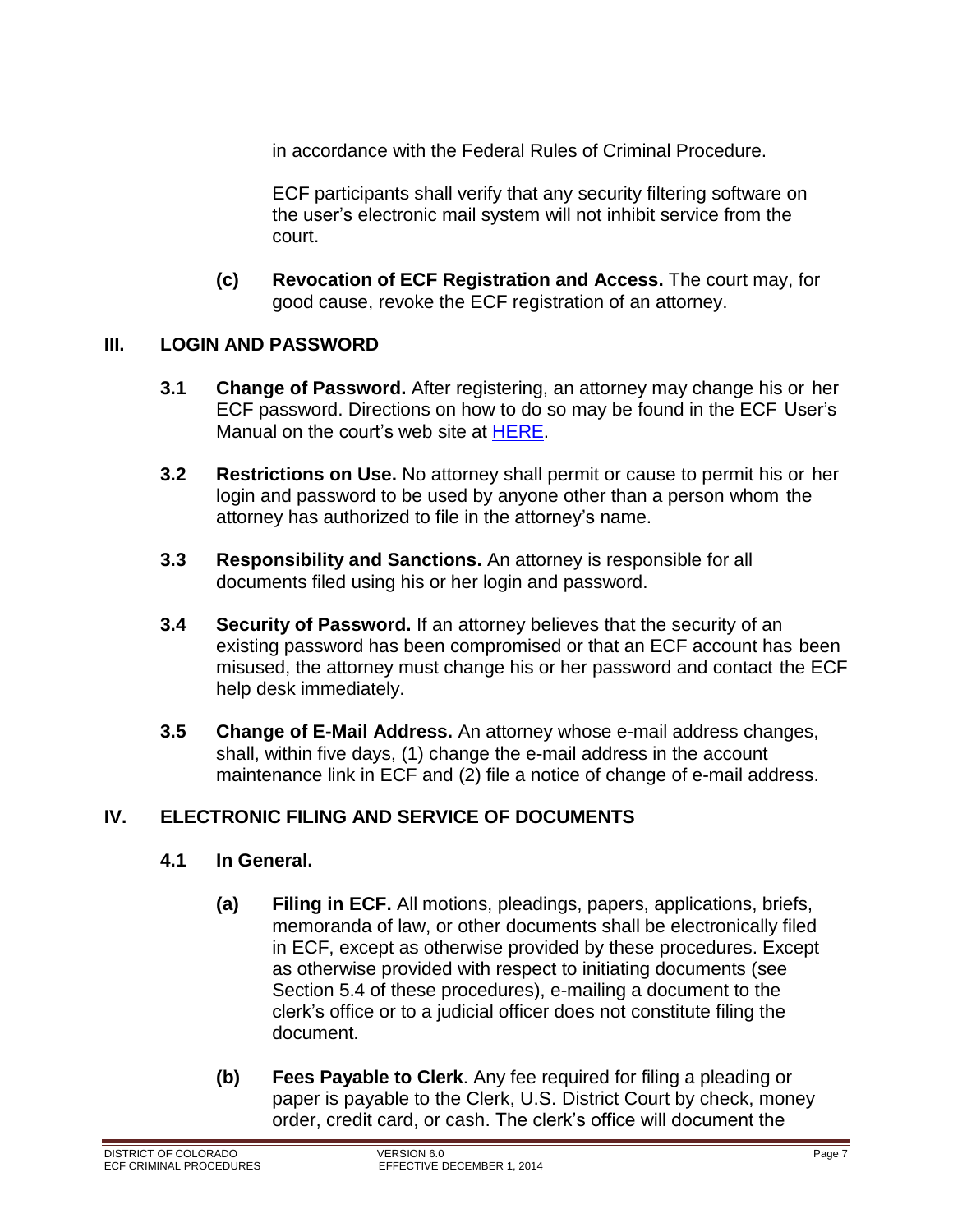in accordance with the Federal Rules of Criminal Procedure.

ECF participants shall verify that any security filtering software on the user's electronic mail system will not inhibit service from the court.

**(c) Revocation of ECF Registration and Access.** The court may, for good cause, revoke the ECF registration of an attorney.

## III. LOGIN AND PASSWORD

**3.1 Change of Password.** After registering, an attorney may change his or her ECF password. Directions on how to do so may be found in the ECF User's Manual on the court's web site at HERE.

**3.2 Restrictions on Use.** No attorney shall permit or cause to permit his or her login and password to be used by anyone other than a person whom the attorney has authorized to file in the attorney's name.

**3.3 Responsibility and Sanctions.** An attorney is responsible for all documents filed using his or her login and password.

**3.4 Security of Password.** If an attorney believes that the security of an existing password has been compromised or that an ECF account has been misused, the attorney must change his or her password and contact the ECF help desk immediately.

**3.5 Change of E-Mail Address.** An attorney whose e-mail address changes, shall, within five days, (1) change the e-mail address in the account maintenance link in ECF and (2) file a notice of change of e-mail address.

## IV. ELECTRONIC FILING AND SERVICE OF DOCUMENTS

### 4.1 In General.

**(a) Filing in ECF.** All motions, pleadings, papers, applications, briefs, memoranda of law, or other documents shall be electronically filed in ECF, except as otherwise provided by these procedures. Except as otherwise provided with respect to initiating documents (see Section 5.4 of these procedures), e-mailing a document to the clerk's office or to a judicial officer does not constitute filing the document.

**(b) Fees Payable to Clerk**. Any fee required for filing a pleading or paper is payable to the Clerk, U.S. District Court by check, money order, credit card, or cash. The clerk's office will document the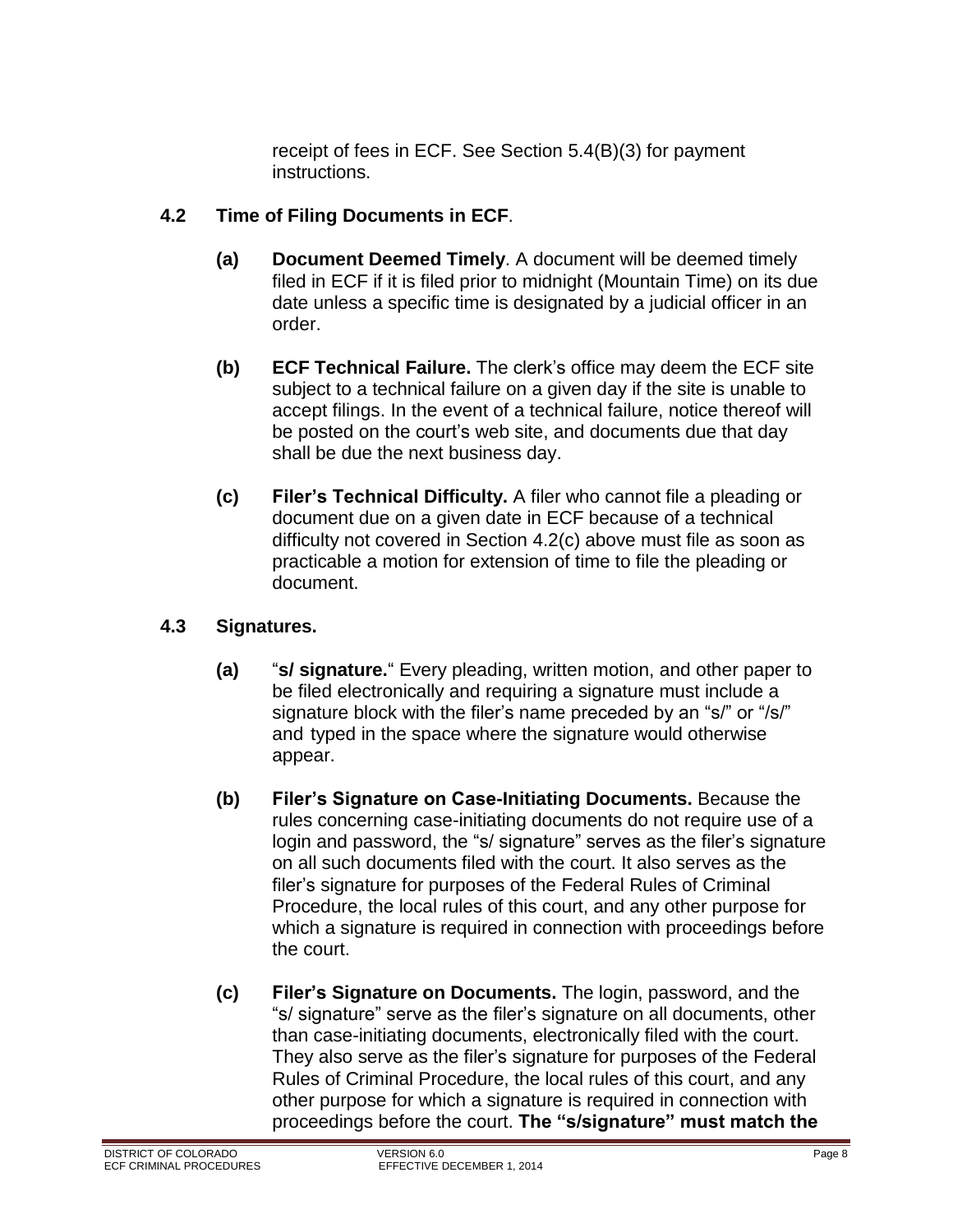receipt of fees in ECF. See Section 5.4(B)(3) for payment instructions.

### 4.2 Time of Filing Documents in ECF.

**(a) Document Deemed Timely**. A document will be deemed timely filed in ECF if it is filed prior to midnight (Mountain Time) on its due date unless a specific time is designated by a judicial officer in an order.

**(b) ECF Technical Failure.** The clerk's office may deem the ECF site subject to a technical failure on a given day if the site is unable to accept filings. In the event of a technical failure, notice thereof will be posted on the court's web site, and documents due that day shall be due the next business day.

**(c) Filer's Technical Difficulty.** A filer who cannot file a pleading or document due on a given date in ECF because of a technical difficulty not covered in Section 4.2(c) above must file as soon as practicable a motion for extension of time to file the pleading or document.

### 4.3 Signatures.

**(a)** "**s/ signature.**" Every pleading, written motion, and other paper to be filed electronically and requiring a signature must include a signature block with the filer's name preceded by an "s/" or "/s/" and typed in the space where the signature would otherwise appear.

**(b) Filer's Signature on Case-Initiating Documents.** Because the rules concerning case-initiating documents do not require use of a login and password, the "s/ signature" serves as the filer's signature on all such documents filed with the court. It also serves as the filer's signature for purposes of the Federal Rules of Criminal Procedure, the local rules of this court, and any other purpose for which a signature is required in connection with proceedings before the court.

**(c) Filer's Signature on Documents.** The login, password, and the "s/ signature" serve as the filer's signature on all documents, other than case-initiating documents, electronically filed with the court. They also serve as the filer's signature for purposes of the Federal Rules of Criminal Procedure, the local rules of this court, and any other purpose for which a signature is required in connection with proceedings before the court. **The "s/signature" must match the**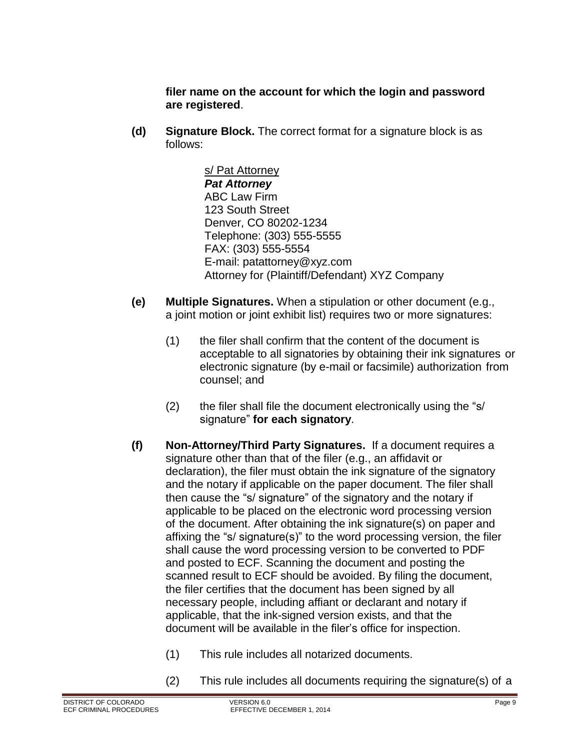**filer name on the account for which the login and password are registered**.

**(d) Signature Block.** The correct format for a signature block is as follows:

> <u>s/ Pat Attorney</u>
> ***Pat Attorney***
> ABC Law Firm
> 123 South Street
> Denver, CO 80202-1234
> Telephone: (303) 555-5555
> FAX: (303) 555-5554
> E-mail: patattorney@xyz.com
> Attorney for (Plaintiff/Defendant) XYZ Company

**(e) Multiple Signatures.** When a stipulation or other document (e.g., a joint motion or joint exhibit list) requires two or more signatures:

(1) the filer shall confirm that the content of the document is acceptable to all signatories by obtaining their ink signatures or electronic signature (by e-mail or facsimile) authorization from counsel; and

(2) the filer shall file the document electronically using the "s/ signature" **for each signatory**.

**(f) Non-Attorney/Third Party Signatures.** If a document requires a signature other than that of the filer (e.g., an affidavit or declaration), the filer must obtain the ink signature of the signatory and the notary if applicable on the paper document. The filer shall then cause the "s/ signature" of the signatory and the notary if applicable to be placed on the electronic word processing version of the document. After obtaining the ink signature(s) on paper and affixing the "s/ signature(s)" to the word processing version, the filer shall cause the word processing version to be converted to PDF and posted to ECF. Scanning the document and posting the scanned result to ECF should be avoided. By filing the document, the filer certifies that the document has been signed by all necessary people, including affiant or declarant and notary if applicable, that the ink-signed version exists, and that the document will be available in the filer's office for inspection.

(1) This rule includes all notarized documents.

(2) This rule includes all documents requiring the signature(s) of a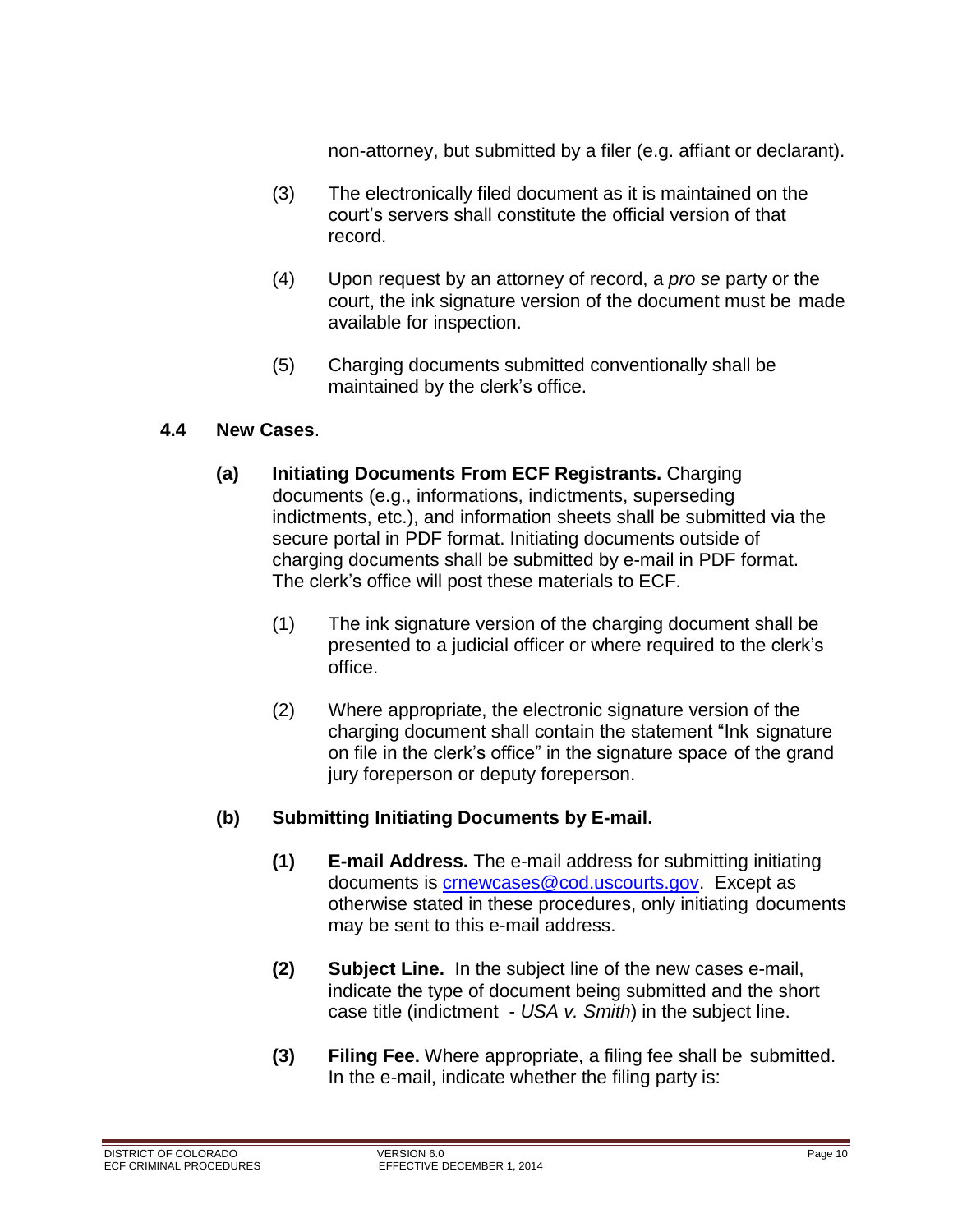non-attorney, but submitted by a filer (e.g. affiant or declarant).

(3) The electronically filed document as it is maintained on the court's servers shall constitute the official version of that record.

(4) Upon request by an attorney of record, a *pro se* party or the court, the ink signature version of the document must be made available for inspection.

(5) Charging documents submitted conventionally shall be maintained by the clerk's office.

## 4.4 New Cases.

**(a) Initiating Documents From ECF Registrants.** Charging documents (e.g., informations, indictments, superseding indictments, etc.), and information sheets shall be submitted via the secure portal in PDF format. Initiating documents outside of charging documents shall be submitted by e-mail in PDF format. The clerk's office will post these materials to ECF.

(1) The ink signature version of the charging document shall be presented to a judicial officer or where required to the clerk's office.

(2) Where appropriate, the electronic signature version of the charging document shall contain the statement "Ink signature on file in the clerk's office" in the signature space of the grand jury foreperson or deputy foreperson.

**(b) Submitting Initiating Documents by E-mail.**

**(1) E-mail Address.** The e-mail address for submitting initiating documents is crnewcases@cod.uscourts.gov. Except as otherwise stated in these procedures, only initiating documents may be sent to this e-mail address.

**(2) Subject Line.** In the subject line of the new cases e-mail, indicate the type of document being submitted and the short case title (indictment - *USA v. Smith*) in the subject line.

**(3) Filing Fee.** Where appropriate, a filing fee shall be submitted. In the e-mail, indicate whether the filing party is: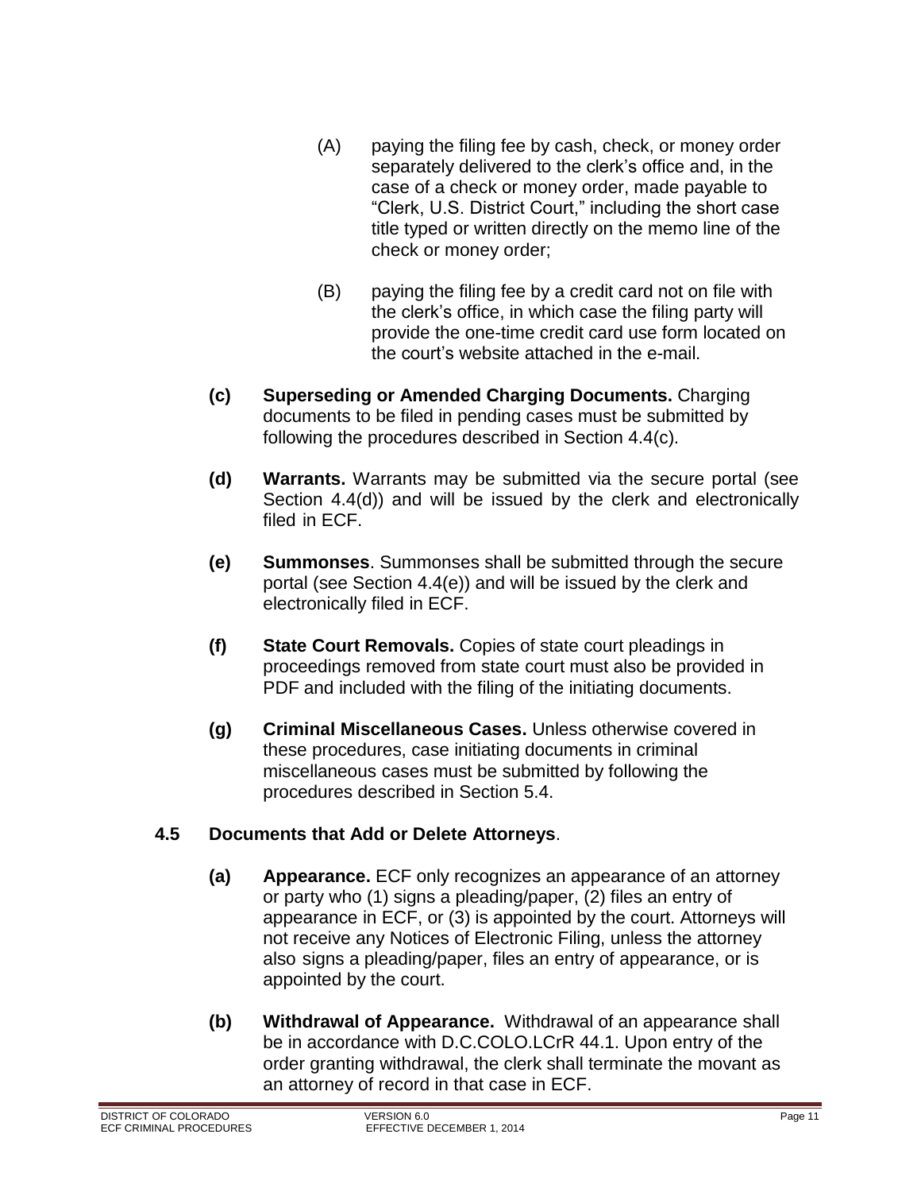(A) paying the filing fee by cash, check, or money order separately delivered to the clerk's office and, in the case of a check or money order, made payable to "Clerk, U.S. District Court," including the short case title typed or written directly on the memo line of the check or money order;

(B) paying the filing fee by a credit card not on file with the clerk's office, in which case the filing party will provide the one-time credit card use form located on the court's website attached in the e-mail.

**(c) Superseding or Amended Charging Documents.** Charging documents to be filed in pending cases must be submitted by following the procedures described in Section 4.4(c).

**(d) Warrants.** Warrants may be submitted via the secure portal (see Section 4.4(d)) and will be issued by the clerk and electronically filed in ECF.

**(e) Summonses**. Summonses shall be submitted through the secure portal (see Section 4.4(e)) and will be issued by the clerk and electronically filed in ECF.

**(f) State Court Removals.** Copies of state court pleadings in proceedings removed from state court must also be provided in PDF and included with the filing of the initiating documents.

**(g) Criminal Miscellaneous Cases.** Unless otherwise covered in these procedures, case initiating documents in criminal miscellaneous cases must be submitted by following the procedures described in Section 5.4.

## 4.5 Documents that Add or Delete Attorneys.

**(a) Appearance.** ECF only recognizes an appearance of an attorney or party who (1) signs a pleading/paper, (2) files an entry of appearance in ECF, or (3) is appointed by the court. Attorneys will not receive any Notices of Electronic Filing, unless the attorney also signs a pleading/paper, files an entry of appearance, or is appointed by the court.

**(b) Withdrawal of Appearance.** Withdrawal of an appearance shall be in accordance with D.C.COLO.LCrR 44.1. Upon entry of the order granting withdrawal, the clerk shall terminate the movant as an attorney of record in that case in ECF.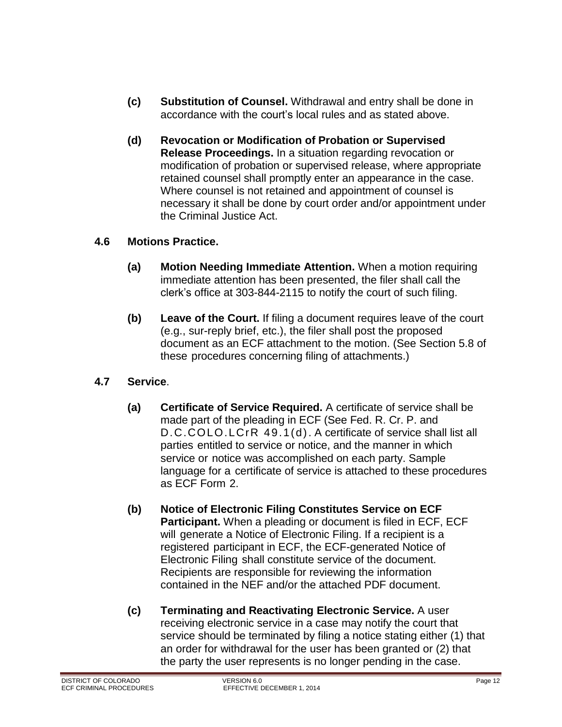**(c) Substitution of Counsel.** Withdrawal and entry shall be done in accordance with the court's local rules and as stated above.

**(d) Revocation or Modification of Probation or Supervised Release Proceedings.** In a situation regarding revocation or modification of probation or supervised release, where appropriate retained counsel shall promptly enter an appearance in the case. Where counsel is not retained and appointment of counsel is necessary it shall be done by court order and/or appointment under the Criminal Justice Act.

## 4.6 Motions Practice.

**(a) Motion Needing Immediate Attention.** When a motion requiring immediate attention has been presented, the filer shall call the clerk's office at 303-844-2115 to notify the court of such filing.

**(b) Leave of the Court.** If filing a document requires leave of the court (e.g., sur-reply brief, etc.), the filer shall post the proposed document as an ECF attachment to the motion. (See Section 5.8 of these procedures concerning filing of attachments.)

## 4.7 Service.

**(a) Certificate of Service Required.** A certificate of service shall be made part of the pleading in ECF (See Fed. R. Cr. P. and D.C.COLO.LCrR 49.1(d). A certificate of service shall list all parties entitled to service or notice, and the manner in which service or notice was accomplished on each party. Sample language for a certificate of service is attached to these procedures as ECF Form 2.

**(b) Notice of Electronic Filing Constitutes Service on ECF Participant.** When a pleading or document is filed in ECF, ECF will generate a Notice of Electronic Filing. If a recipient is a registered participant in ECF, the ECF-generated Notice of Electronic Filing shall constitute service of the document. Recipients are responsible for reviewing the information contained in the NEF and/or the attached PDF document.

**(c) Terminating and Reactivating Electronic Service.** A user receiving electronic service in a case may notify the court that service should be terminated by filing a notice stating either (1) that an order for withdrawal for the user has been granted or (2) that the party the user represents is no longer pending in the case.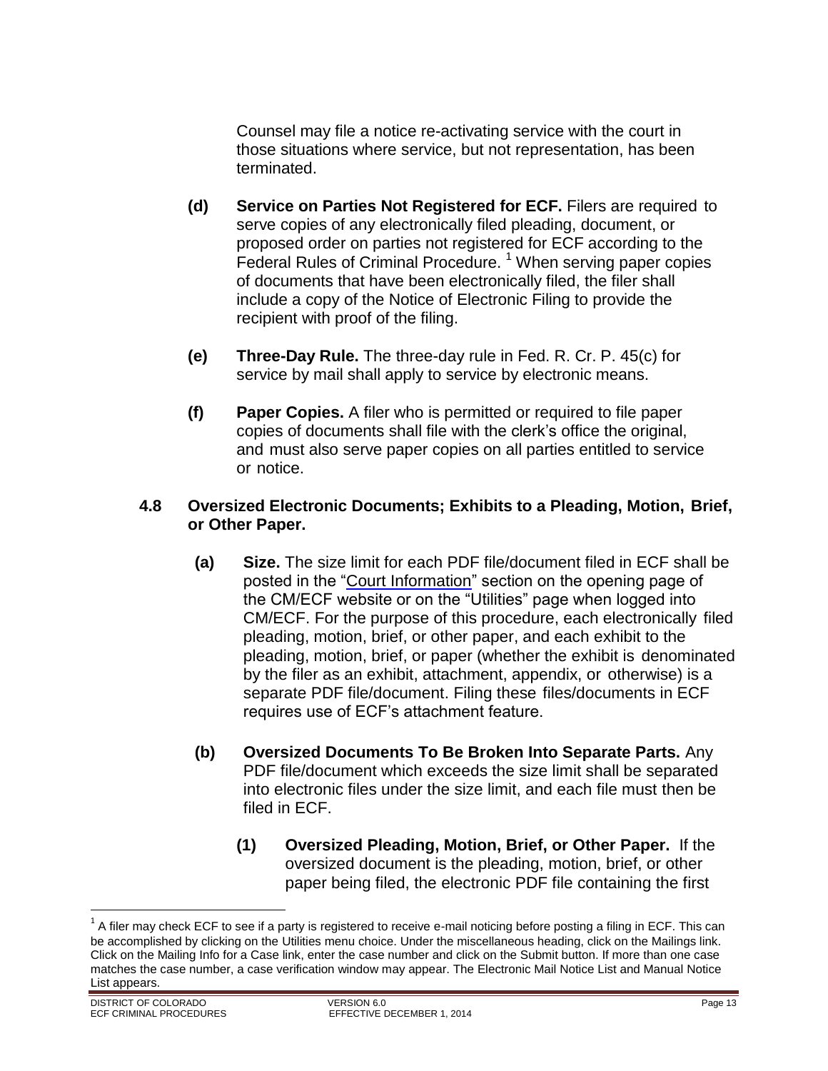Counsel may file a notice re-activating service with the court in those situations where service, but not representation, has been terminated.

**(d) Service on Parties Not Registered for ECF.** Filers are required to serve copies of any electronically filed pleading, document, or proposed order on parties not registered for ECF according to the Federal Rules of Criminal Procedure. [1] When serving paper copies of documents that have been electronically filed, the filer shall include a copy of the Notice of Electronic Filing to provide the recipient with proof of the filing.

**(e) Three-Day Rule.** The three-day rule in Fed. R. Cr. P. 45(c) for service by mail shall apply to service by electronic means.

**(f) Paper Copies.** A filer who is permitted or required to file paper copies of documents shall file with the clerk's office the original, and must also serve paper copies on all parties entitled to service or notice.

### 4.8 Oversized Electronic Documents; Exhibits to a Pleading, Motion, Brief, or Other Paper.

**(a) Size.** The size limit for each PDF file/document filed in ECF shall be posted in the "Court Information" section on the opening page of the CM/ECF website or on the "Utilities" page when logged into CM/ECF. For the purpose of this procedure, each electronically filed pleading, motion, brief, or other paper, and each exhibit to the pleading, motion, brief, or paper (whether the exhibit is denominated by the filer as an exhibit, attachment, appendix, or otherwise) is a separate PDF file/document. Filing these files/documents in ECF requires use of ECF's attachment feature.

**(b) Oversized Documents To Be Broken Into Separate Parts.** Any PDF file/document which exceeds the size limit shall be separated into electronic files under the size limit, and each file must then be filed in ECF.

**(1) Oversized Pleading, Motion, Brief, or Other Paper.** If the oversized document is the pleading, motion, brief, or other paper being filed, the electronic PDF file containing the first

---

[1] A filer may check ECF to see if a party is registered to receive e-mail noticing before posting a filing in ECF. This can be accomplished by clicking on the Utilities menu choice. Under the miscellaneous heading, click on the Mailings link. Click on the Mailing Info for a Case link, enter the case number and click on the Submit button. If more than one case matches the case number, a case verification window may appear. The Electronic Mail Notice List and Manual Notice List appears.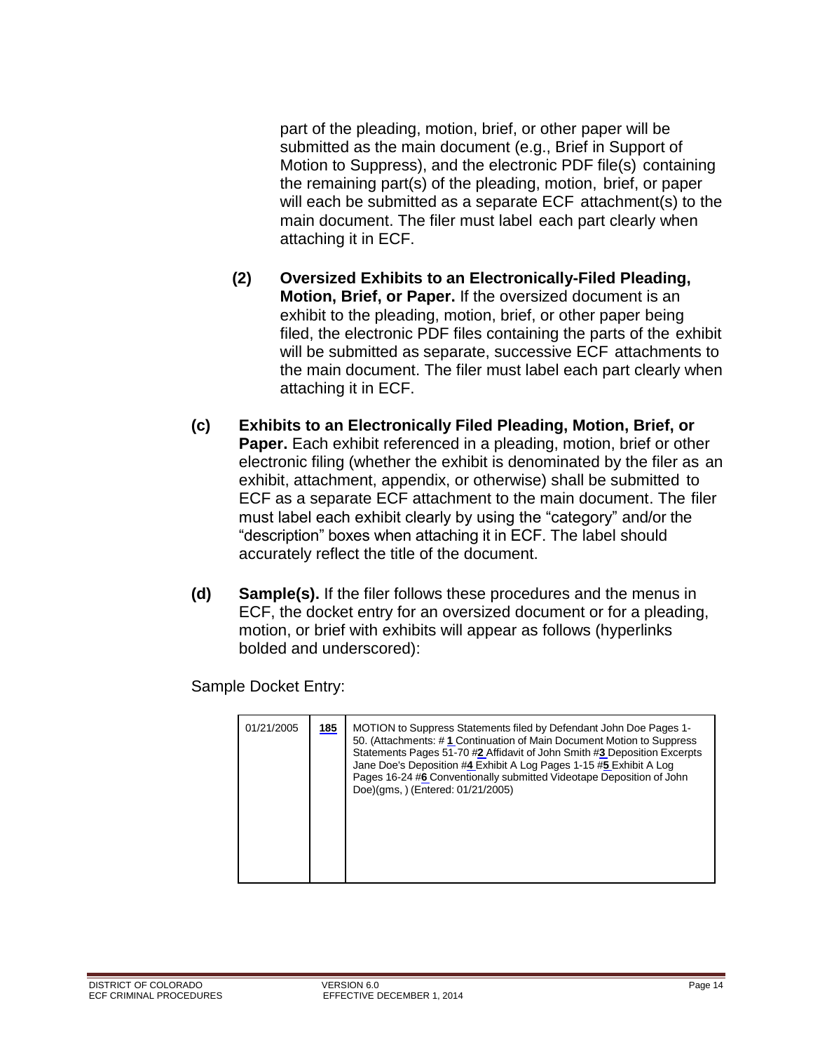part of the pleading, motion, brief, or other paper will be submitted as the main document (e.g., Brief in Support of Motion to Suppress), and the electronic PDF file(s) containing the remaining part(s) of the pleading, motion, brief, or paper will each be submitted as a separate ECF attachment(s) to the main document. The filer must label each part clearly when attaching it in ECF.

**(2) Oversized Exhibits to an Electronically-Filed Pleading, Motion, Brief, or Paper.** If the oversized document is an exhibit to the pleading, motion, brief, or other paper being filed, the electronic PDF files containing the parts of the exhibit will be submitted as separate, successive ECF attachments to the main document. The filer must label each part clearly when attaching it in ECF.

**(c) Exhibits to an Electronically Filed Pleading, Motion, Brief, or Paper.** Each exhibit referenced in a pleading, motion, brief or other electronic filing (whether the exhibit is denominated by the filer as an exhibit, attachment, appendix, or otherwise) shall be submitted to ECF as a separate ECF attachment to the main document. The filer must label each exhibit clearly by using the "category" and/or the "description" boxes when attaching it in ECF. The label should accurately reflect the title of the document.

**(d) Sample(s).** If the filer follows these procedures and the menus in ECF, the docket entry for an oversized document or for a pleading, motion, or brief with exhibits will appear as follows (hyperlinks bolded and underscored):

Sample Docket Entry:

| 01/21/2005 | **185** | MOTION to Suppress Statements filed by Defendant John Doe Pages 1-50. (Attachments: # **1** Continuation of Main Document Motion to Suppress Statements Pages 51-70 #**2** Affidavit of John Smith #**3** Deposition Excerpts Jane Doe's Deposition #**4** Exhibit A Log Pages 1-15 #**5** Exhibit A Log Pages 16-24 #**6** Conventionally submitted Videotape Deposition of John Doe)(gms, ) (Entered: 01/21/2005) |
|---|---|---|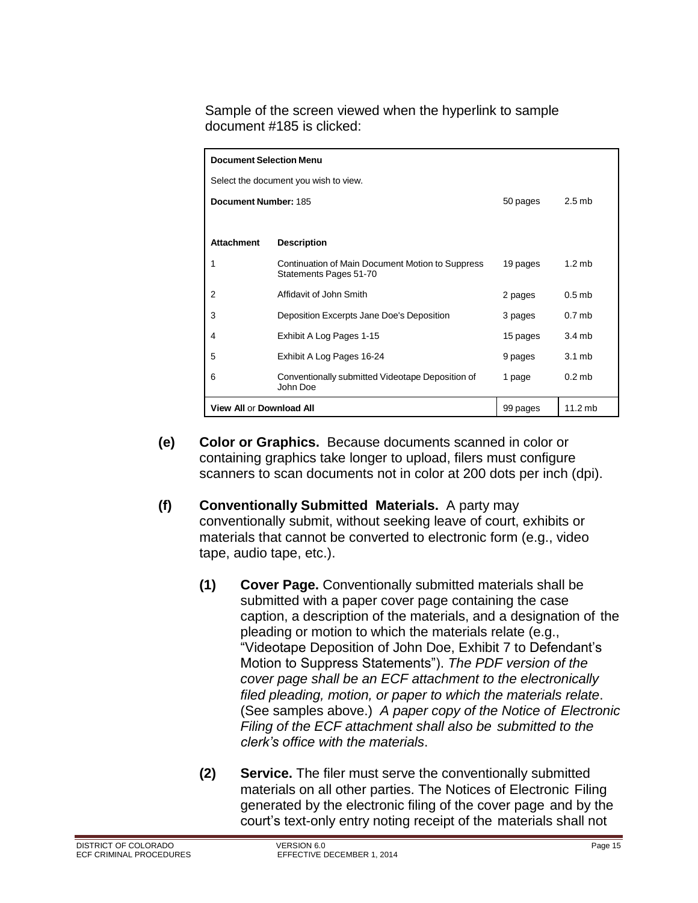Sample of the screen viewed when the hyperlink to sample document #185 is clicked:

| **Document Selection Menu** | | | |
|---|---|---|---|
| Select the document you wish to view. | | | |
| **Document Number:** 185 | | 50 pages | 2.5 mb |
| **Attachment** | **Description** | | |
| 1 | Continuation of Main Document Motion to Suppress Statements Pages 51-70 | 19 pages | 1.2 mb |
| 2 | Affidavit of John Smith | 2 pages | 0.5 mb |
| 3 | Deposition Excerpts Jane Doe's Deposition | 3 pages | 0.7 mb |
| 4 | Exhibit A Log Pages 1-15 | 15 pages | 3.4 mb |
| 5 | Exhibit A Log Pages 16-24 | 9 pages | 3.1 mb |
| 6 | Conventionally submitted Videotape Deposition of John Doe | 1 page | 0.2 mb |
| **View All** or **Download All** | | 99 pages | 11.2 mb |

**(e) Color or Graphics.** Because documents scanned in color or containing graphics take longer to upload, filers must configure scanners to scan documents not in color at 200 dots per inch (dpi).

**(f) Conventionally Submitted Materials.** A party may conventionally submit, without seeking leave of court, exhibits or materials that cannot be converted to electronic form (e.g., video tape, audio tape, etc.).

**(1) Cover Page.** Conventionally submitted materials shall be submitted with a paper cover page containing the case caption, a description of the materials, and a designation of the pleading or motion to which the materials relate (e.g., "Videotape Deposition of John Doe, Exhibit 7 to Defendant's Motion to Suppress Statements"). *The PDF version of the cover page shall be an ECF attachment to the electronically filed pleading, motion, or paper to which the materials relate*. (See samples above.) *A paper copy of the Notice of Electronic Filing of the ECF attachment shall also be submitted to the clerk's office with the materials*.

**(2) Service.** The filer must serve the conventionally submitted materials on all other parties. The Notices of Electronic Filing generated by the electronic filing of the cover page and by the court's text-only entry noting receipt of the materials shall not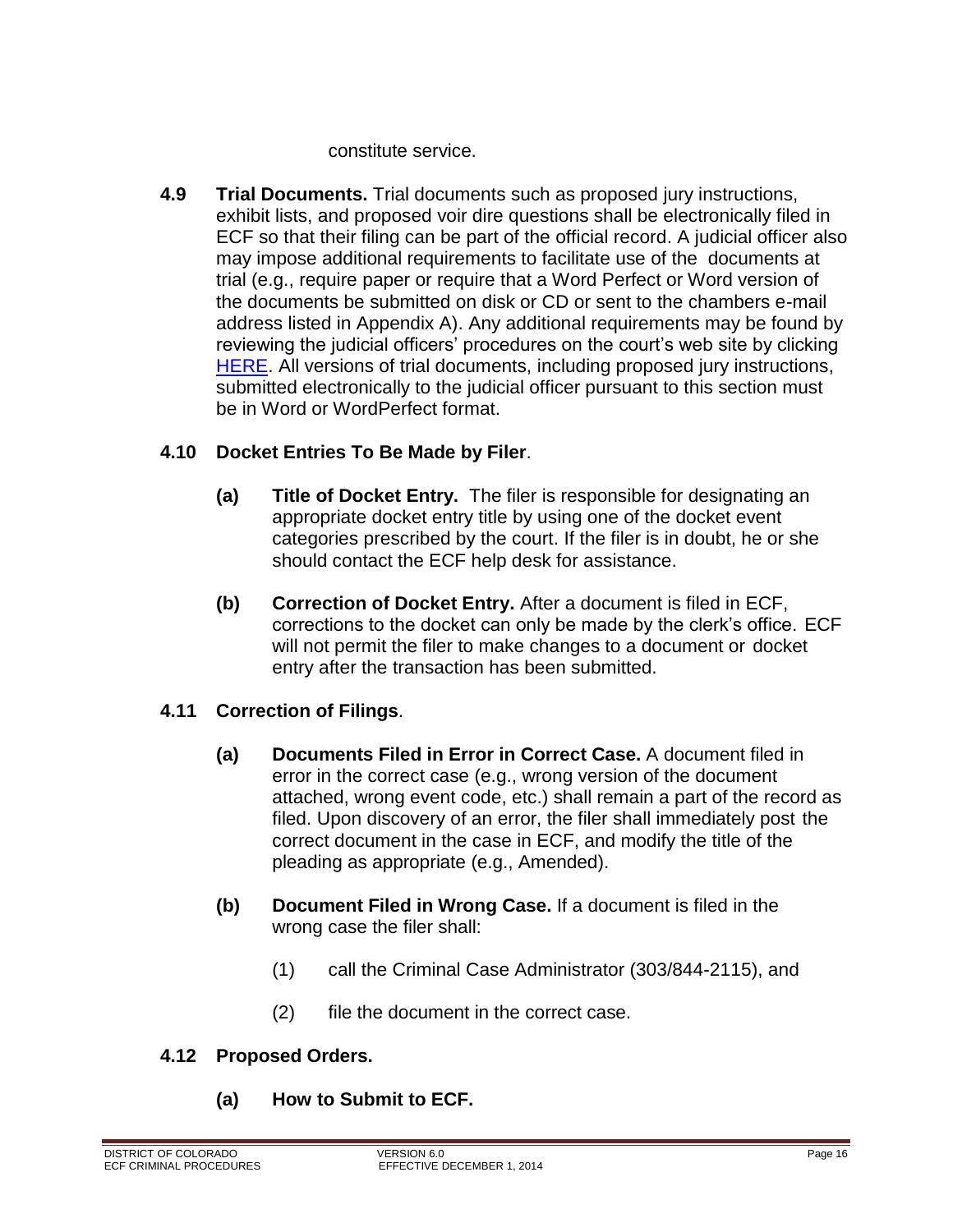constitute service.

**4.9 Trial Documents.** Trial documents such as proposed jury instructions, exhibit lists, and proposed voir dire questions shall be electronically filed in ECF so that their filing can be part of the official record. A judicial officer also may impose additional requirements to facilitate use of the documents at trial (e.g., require paper or require that a Word Perfect or Word version of the documents be submitted on disk or CD or sent to the chambers e-mail address listed in Appendix A). Any additional requirements may be found by reviewing the judicial officers' procedures on the court's web site by clicking HERE. All versions of trial documents, including proposed jury instructions, submitted electronically to the judicial officer pursuant to this section must be in Word or WordPerfect format.

**4.10 Docket Entries To Be Made by Filer**.

**(a) Title of Docket Entry.** The filer is responsible for designating an appropriate docket entry title by using one of the docket event categories prescribed by the court. If the filer is in doubt, he or she should contact the ECF help desk for assistance.

**(b) Correction of Docket Entry.** After a document is filed in ECF, corrections to the docket can only be made by the clerk's office. ECF will not permit the filer to make changes to a document or docket entry after the transaction has been submitted.

**4.11 Correction of Filings**.

**(a) Documents Filed in Error in Correct Case.** A document filed in error in the correct case (e.g., wrong version of the document attached, wrong event code, etc.) shall remain a part of the record as filed. Upon discovery of an error, the filer shall immediately post the correct document in the case in ECF, and modify the title of the pleading as appropriate (e.g., Amended).

**(b) Document Filed in Wrong Case.** If a document is filed in the wrong case the filer shall:

(1) call the Criminal Case Administrator (303/844-2115), and

(2) file the document in the correct case.

**4.12 Proposed Orders.**

**(a) How to Submit to ECF.**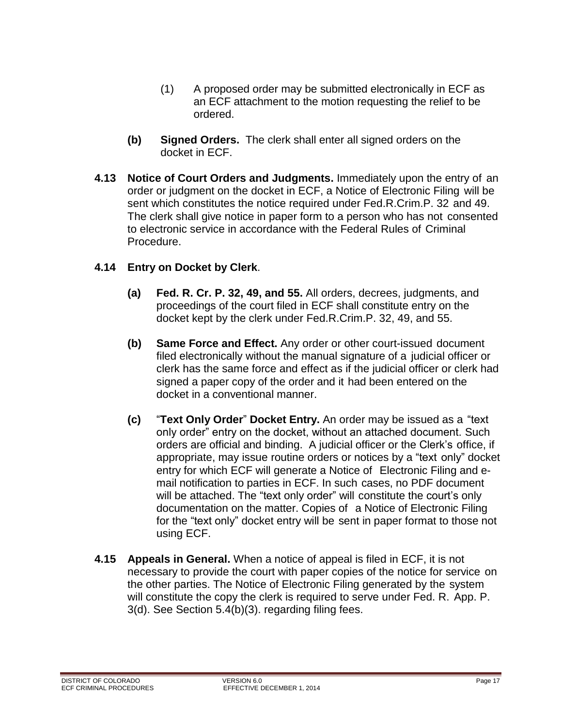(1) A proposed order may be submitted electronically in ECF as an ECF attachment to the motion requesting the relief to be ordered.

**(b) Signed Orders.** The clerk shall enter all signed orders on the docket in ECF.

**4.13 Notice of Court Orders and Judgments.** Immediately upon the entry of an order or judgment on the docket in ECF, a Notice of Electronic Filing will be sent which constitutes the notice required under Fed.R.Crim.P. 32 and 49. The clerk shall give notice in paper form to a person who has not consented to electronic service in accordance with the Federal Rules of Criminal Procedure.

**4.14 Entry on Docket by Clerk**.

**(a) Fed. R. Cr. P. 32, 49, and 55.** All orders, decrees, judgments, and proceedings of the court filed in ECF shall constitute entry on the docket kept by the clerk under Fed.R.Crim.P. 32, 49, and 55.

**(b) Same Force and Effect.** Any order or other court-issued document filed electronically without the manual signature of a judicial officer or clerk has the same force and effect as if the judicial officer or clerk had signed a paper copy of the order and it had been entered on the docket in a conventional manner.

**(c)** "**Text Only Order**" **Docket Entry.** An order may be issued as a "text only order" entry on the docket, without an attached document. Such orders are official and binding. A judicial officer or the Clerk's office, if appropriate, may issue routine orders or notices by a "text only" docket entry for which ECF will generate a Notice of Electronic Filing and e-mail notification to parties in ECF. In such cases, no PDF document will be attached. The "text only order" will constitute the court's only documentation on the matter. Copies of a Notice of Electronic Filing for the "text only" docket entry will be sent in paper format to those not using ECF.

**4.15 Appeals in General.** When a notice of appeal is filed in ECF, it is not necessary to provide the court with paper copies of the notice for service on the other parties. The Notice of Electronic Filing generated by the system will constitute the copy the clerk is required to serve under Fed. R. App. P. 3(d). See Section 5.4(b)(3). regarding filing fees.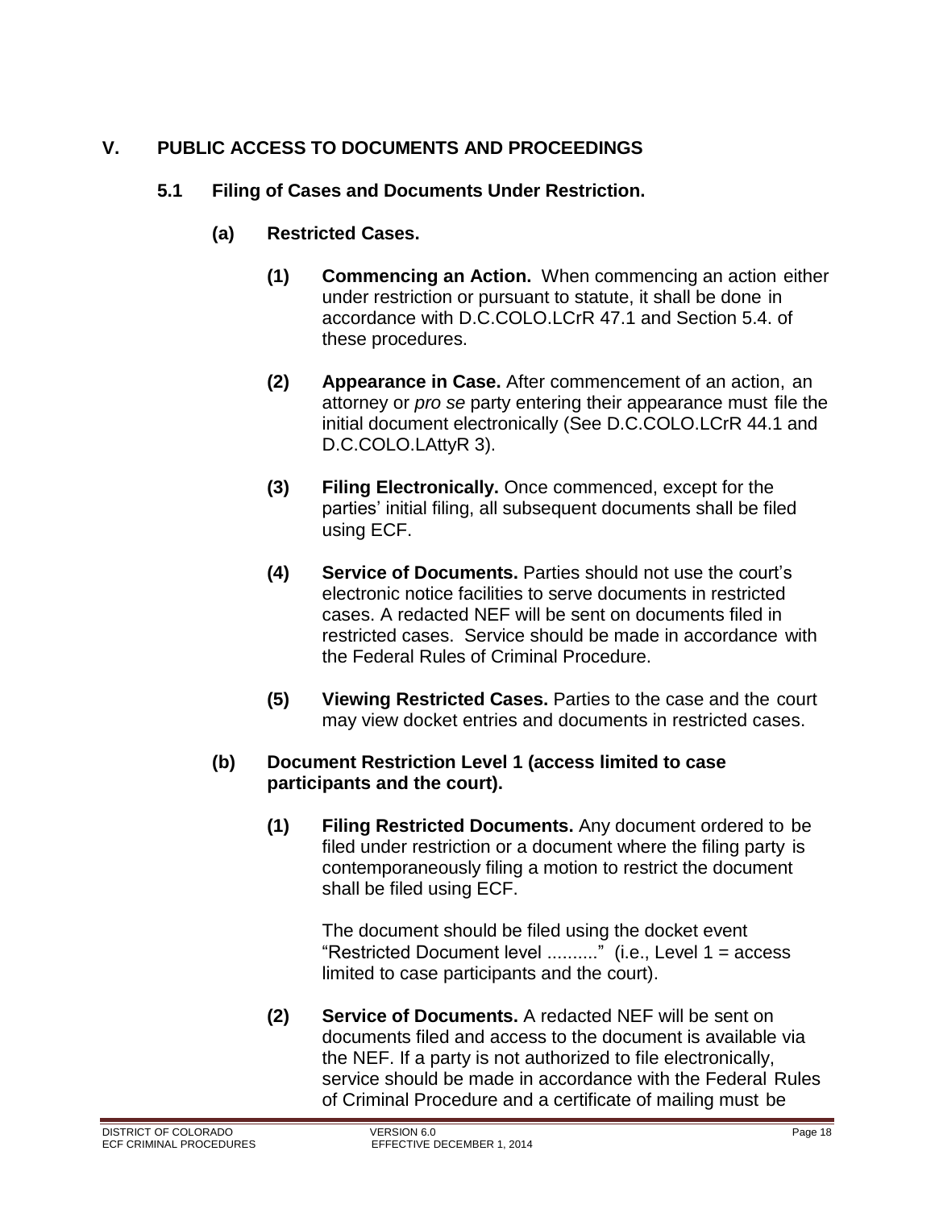# V. PUBLIC ACCESS TO DOCUMENTS AND PROCEEDINGS

## 5.1 Filing of Cases and Documents Under Restriction.

### (a) Restricted Cases.

**(1) Commencing an Action.** When commencing an action either under restriction or pursuant to statute, it shall be done in accordance with D.C.COLO.LCrR 47.1 and Section 5.4. of these procedures.

**(2) Appearance in Case.** After commencement of an action, an attorney or *pro se* party entering their appearance must file the initial document electronically (See D.C.COLO.LCrR 44.1 and D.C.COLO.LAttyR 3).

**(3) Filing Electronically.** Once commenced, except for the parties' initial filing, all subsequent documents shall be filed using ECF.

**(4) Service of Documents.** Parties should not use the court's electronic notice facilities to serve documents in restricted cases. A redacted NEF will be sent on documents filed in restricted cases. Service should be made in accordance with the Federal Rules of Criminal Procedure.

**(5) Viewing Restricted Cases.** Parties to the case and the court may view docket entries and documents in restricted cases.

### (b) Document Restriction Level 1 (access limited to case participants and the court).

**(1) Filing Restricted Documents.** Any document ordered to be filed under restriction or a document where the filing party is contemporaneously filing a motion to restrict the document shall be filed using ECF.

The document should be filed using the docket event "Restricted Document level .........." (i.e., Level 1 = access limited to case participants and the court).

**(2) Service of Documents.** A redacted NEF will be sent on documents filed and access to the document is available via the NEF. If a party is not authorized to file electronically, service should be made in accordance with the Federal Rules of Criminal Procedure and a certificate of mailing must be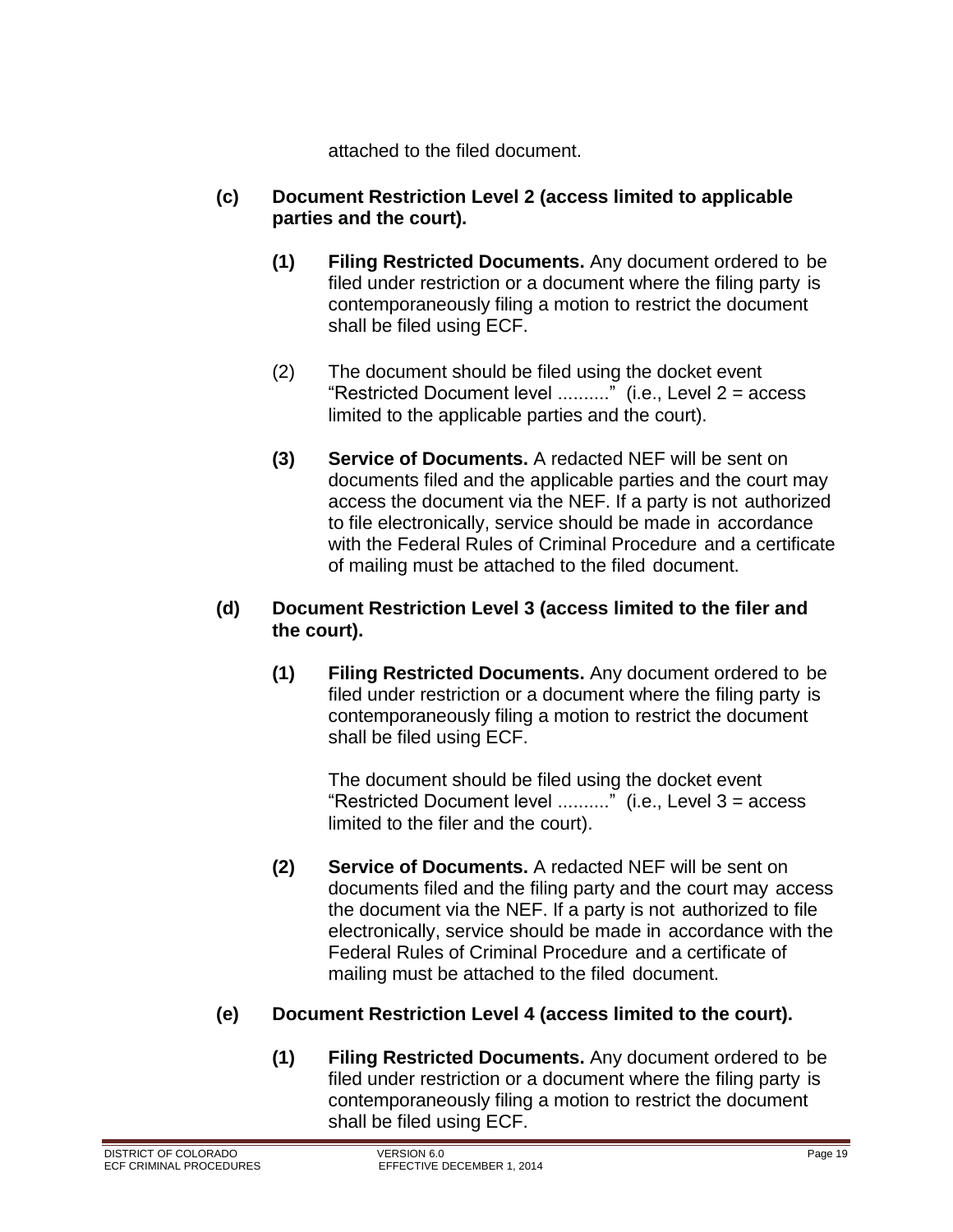attached to the filed document.

**(c) Document Restriction Level 2 (access limited to applicable parties and the court).**

**(1) Filing Restricted Documents.** Any document ordered to be filed under restriction or a document where the filing party is contemporaneously filing a motion to restrict the document shall be filed using ECF.

(2) The document should be filed using the docket event "Restricted Document level .........." (i.e., Level 2 = access limited to the applicable parties and the court).

**(3) Service of Documents.** A redacted NEF will be sent on documents filed and the applicable parties and the court may access the document via the NEF. If a party is not authorized to file electronically, service should be made in accordance with the Federal Rules of Criminal Procedure and a certificate of mailing must be attached to the filed document.

**(d) Document Restriction Level 3 (access limited to the filer and the court).**

**(1) Filing Restricted Documents.** Any document ordered to be filed under restriction or a document where the filing party is contemporaneously filing a motion to restrict the document shall be filed using ECF.

The document should be filed using the docket event "Restricted Document level .........." (i.e., Level 3 = access limited to the filer and the court).

**(2) Service of Documents.** A redacted NEF will be sent on documents filed and the filing party and the court may access the document via the NEF. If a party is not authorized to file electronically, service should be made in accordance with the Federal Rules of Criminal Procedure and a certificate of mailing must be attached to the filed document.

**(e) Document Restriction Level 4 (access limited to the court).**

**(1) Filing Restricted Documents.** Any document ordered to be filed under restriction or a document where the filing party is contemporaneously filing a motion to restrict the document shall be filed using ECF.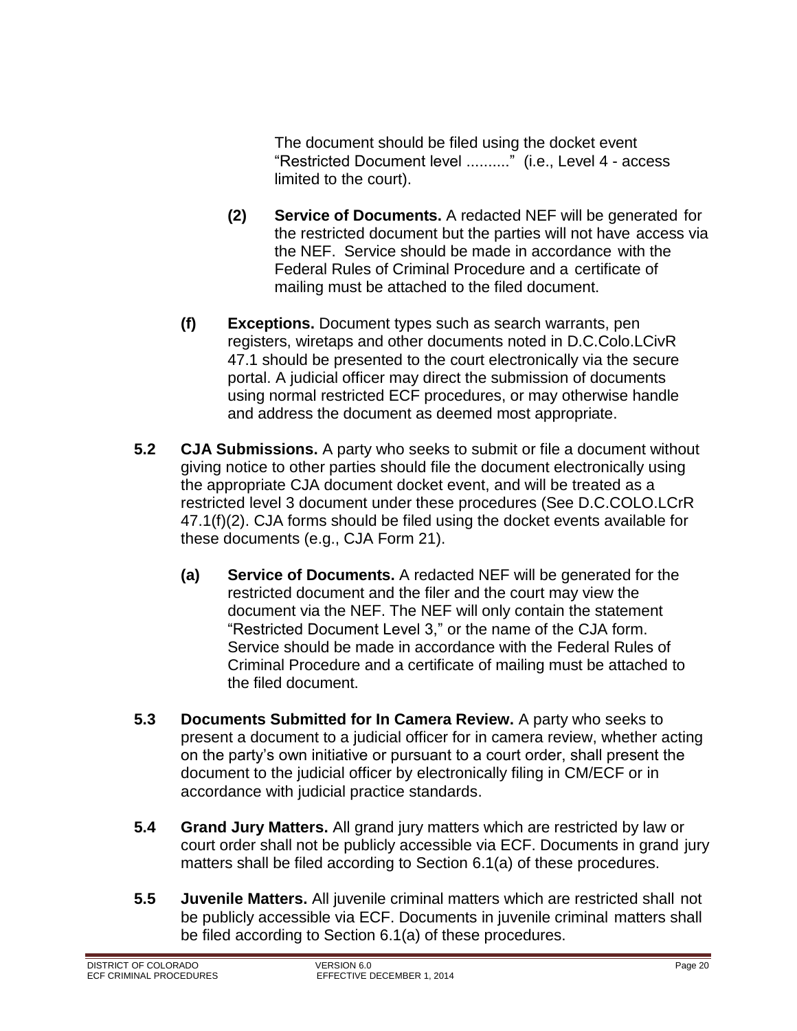The document should be filed using the docket event "Restricted Document level .........." (i.e., Level 4 - access limited to the court).

**(2) Service of Documents.** A redacted NEF will be generated for the restricted document but the parties will not have access via the NEF. Service should be made in accordance with the Federal Rules of Criminal Procedure and a certificate of mailing must be attached to the filed document.

**(f) Exceptions.** Document types such as search warrants, pen registers, wiretaps and other documents noted in D.C.Colo.LCivR 47.1 should be presented to the court electronically via the secure portal. A judicial officer may direct the submission of documents using normal restricted ECF procedures, or may otherwise handle and address the document as deemed most appropriate.

**5.2 CJA Submissions.** A party who seeks to submit or file a document without giving notice to other parties should file the document electronically using the appropriate CJA document docket event, and will be treated as a restricted level 3 document under these procedures (See D.C.COLO.LCrR 47.1(f)(2). CJA forms should be filed using the docket events available for these documents (e.g., CJA Form 21).

**(a) Service of Documents.** A redacted NEF will be generated for the restricted document and the filer and the court may view the document via the NEF. The NEF will only contain the statement "Restricted Document Level 3," or the name of the CJA form. Service should be made in accordance with the Federal Rules of Criminal Procedure and a certificate of mailing must be attached to the filed document.

**5.3 Documents Submitted for In Camera Review.** A party who seeks to present a document to a judicial officer for in camera review, whether acting on the party's own initiative or pursuant to a court order, shall present the document to the judicial officer by electronically filing in CM/ECF or in accordance with judicial practice standards.

**5.4 Grand Jury Matters.** All grand jury matters which are restricted by law or court order shall not be publicly accessible via ECF. Documents in grand jury matters shall be filed according to Section 6.1(a) of these procedures.

**5.5 Juvenile Matters.** All juvenile criminal matters which are restricted shall not be publicly accessible via ECF. Documents in juvenile criminal matters shall be filed according to Section 6.1(a) of these procedures.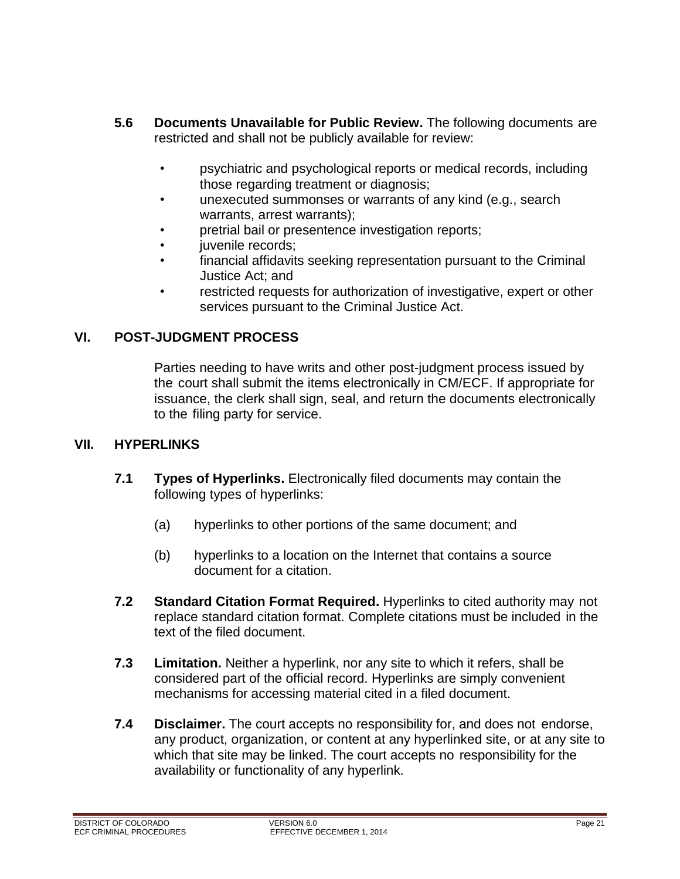**5.6 Documents Unavailable for Public Review.** The following documents are restricted and shall not be publicly available for review:

- psychiatric and psychological reports or medical records, including those regarding treatment or diagnosis;
- unexecuted summonses or warrants of any kind (e.g., search warrants, arrest warrants);
- pretrial bail or presentence investigation reports;
- juvenile records;
- financial affidavits seeking representation pursuant to the Criminal Justice Act; and
- restricted requests for authorization of investigative, expert or other services pursuant to the Criminal Justice Act.

## VI. POST-JUDGMENT PROCESS

Parties needing to have writs and other post-judgment process issued by the court shall submit the items electronically in CM/ECF. If appropriate for issuance, the clerk shall sign, seal, and return the documents electronically to the filing party for service.

## VII. HYPERLINKS

**7.1 Types of Hyperlinks.** Electronically filed documents may contain the following types of hyperlinks:

(a) hyperlinks to other portions of the same document; and

(b) hyperlinks to a location on the Internet that contains a source document for a citation.

**7.2 Standard Citation Format Required.** Hyperlinks to cited authority may not replace standard citation format. Complete citations must be included in the text of the filed document.

**7.3 Limitation.** Neither a hyperlink, nor any site to which it refers, shall be considered part of the official record. Hyperlinks are simply convenient mechanisms for accessing material cited in a filed document.

**7.4 Disclaimer.** The court accepts no responsibility for, and does not endorse, any product, organization, or content at any hyperlinked site, or at any site to which that site may be linked. The court accepts no responsibility for the availability or functionality of any hyperlink.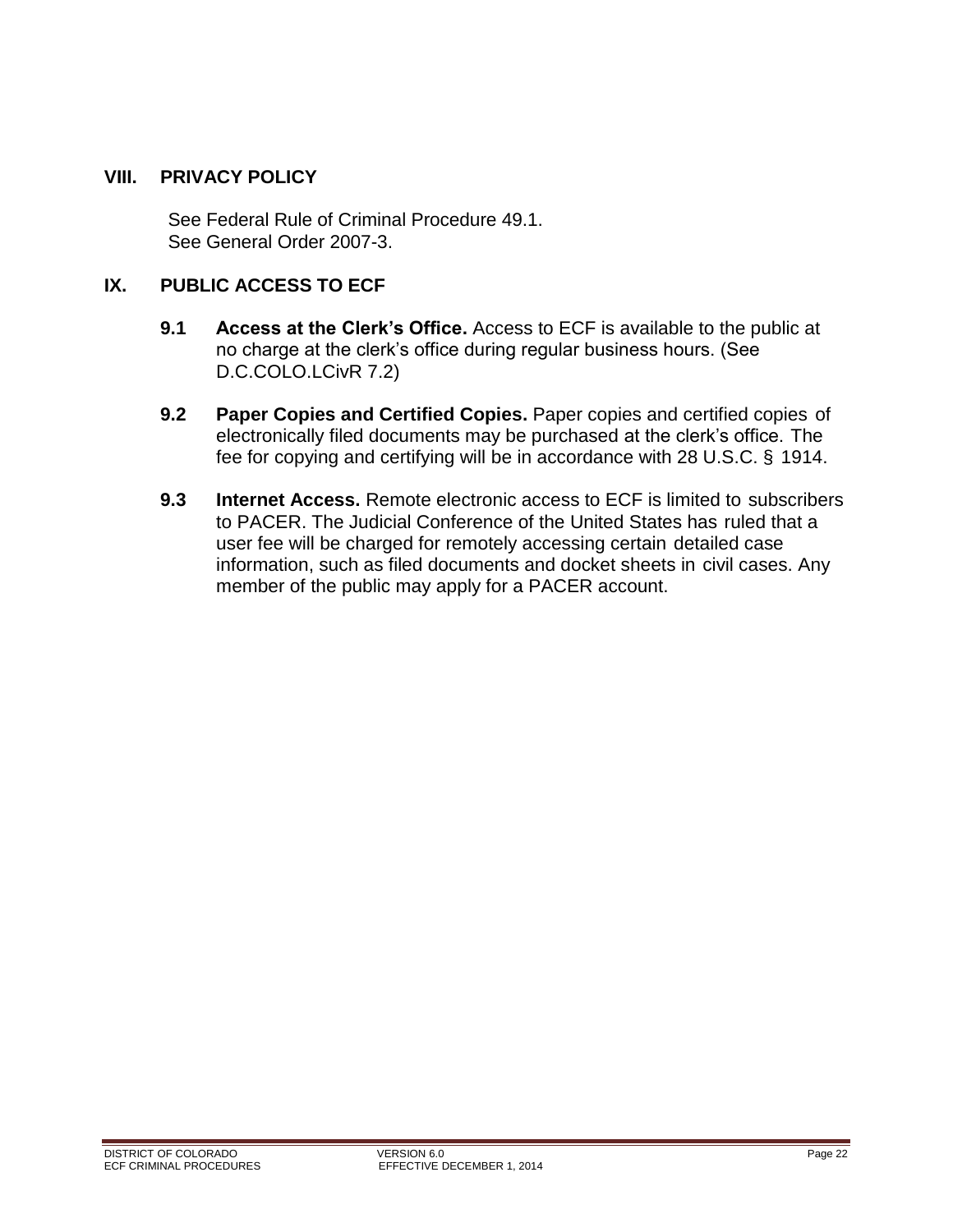## VIII. PRIVACY POLICY

See Federal Rule of Criminal Procedure 49.1.
See General Order 2007-3.

## IX. PUBLIC ACCESS TO ECF

**9.1 Access at the Clerk's Office.** Access to ECF is available to the public at no charge at the clerk's office during regular business hours. (See D.C.COLO.LCivR 7.2)

**9.2 Paper Copies and Certified Copies.** Paper copies and certified copies of electronically filed documents may be purchased at the clerk's office. The fee for copying and certifying will be in accordance with 28 U.S.C. § 1914.

**9.3 Internet Access.** Remote electronic access to ECF is limited to subscribers to PACER. The Judicial Conference of the United States has ruled that a user fee will be charged for remotely accessing certain detailed case information, such as filed documents and docket sheets in civil cases. Any member of the public may apply for a PACER account.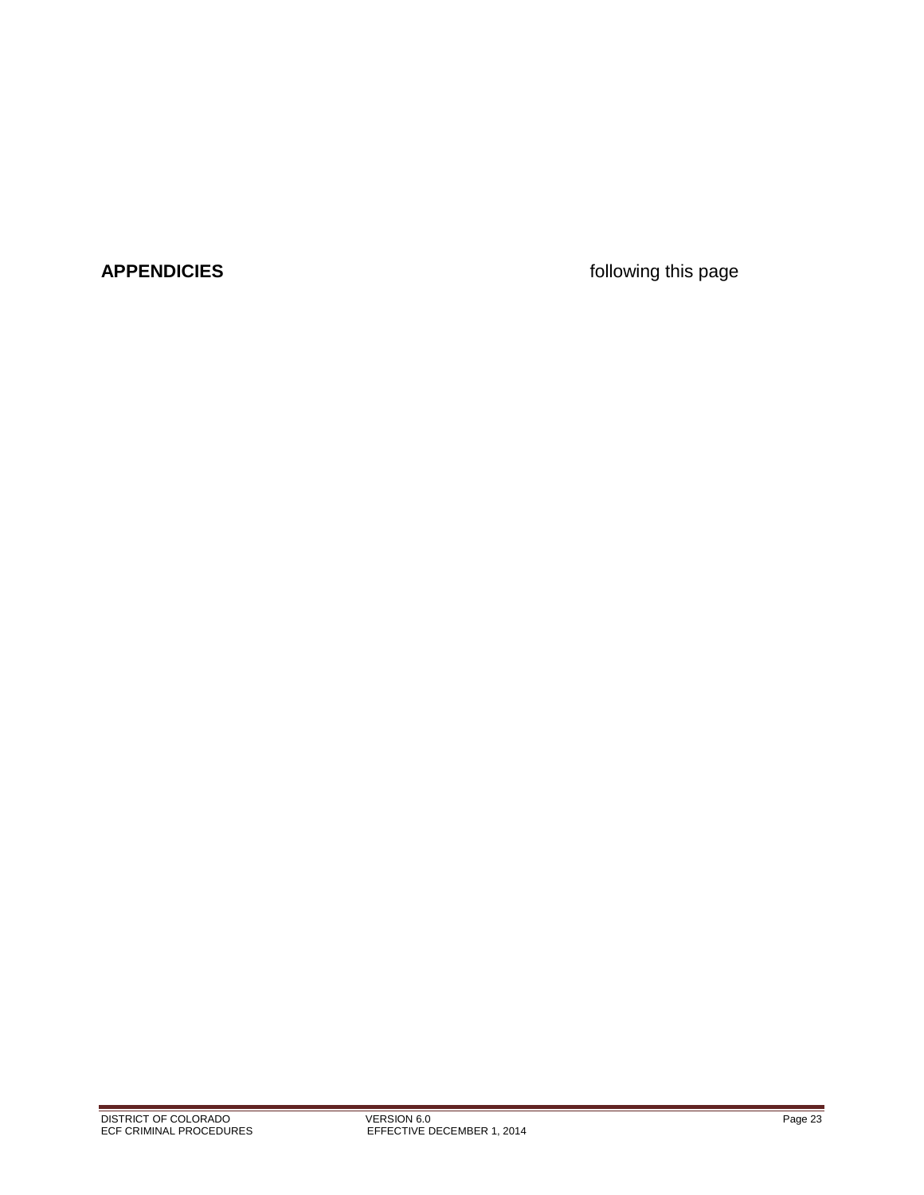**APPENDICIES** following this page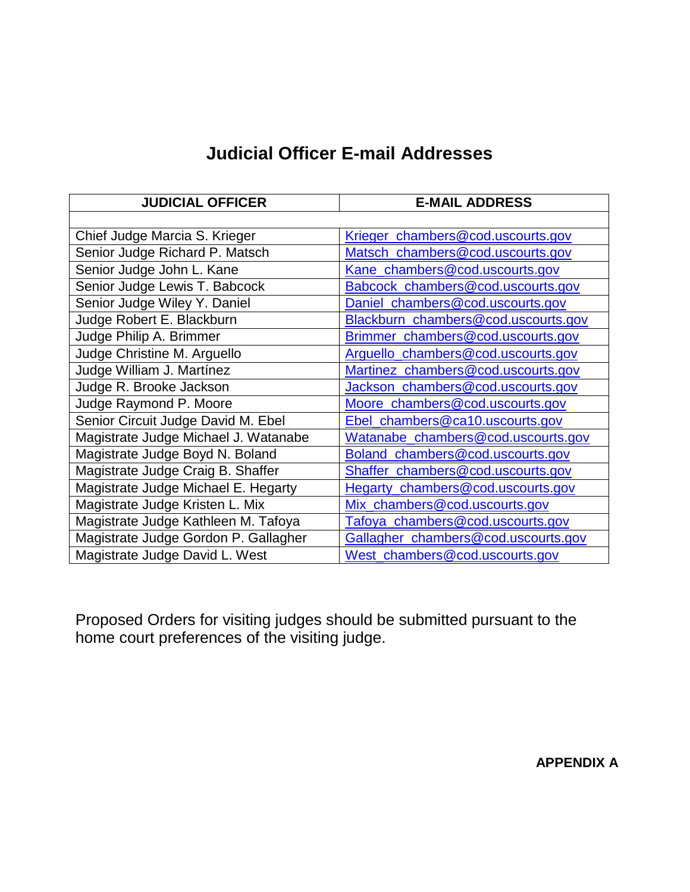# Judicial Officer E-mail Addresses

| JUDICIAL OFFICER | E-MAIL ADDRESS |
|---|---|
| | |
| Chief Judge Marcia S. Krieger | Krieger_chambers@cod.uscourts.gov |
| Senior Judge Richard P. Matsch | Matsch_chambers@cod.uscourts.gov |
| Senior Judge John L. Kane | Kane_chambers@cod.uscourts.gov |
| Senior Judge Lewis T. Babcock | Babcock_chambers@cod.uscourts.gov |
| Senior Judge Wiley Y. Daniel | Daniel_chambers@cod.uscourts.gov |
| Judge Robert E. Blackburn | Blackburn_chambers@cod.uscourts.gov |
| Judge Philip A. Brimmer | Brimmer_chambers@cod.uscourts.gov |
| Judge Christine M. Arguello | Arguello_chambers@cod.uscourts.gov |
| Judge William J. Martínez | Martinez_chambers@cod.uscourts.gov |
| Judge R. Brooke Jackson | Jackson_chambers@cod.uscourts.gov |
| Judge Raymond P. Moore | Moore_chambers@cod.uscourts.gov |
| Senior Circuit Judge David M. Ebel | Ebel_chambers@ca10.uscourts.gov |
| Magistrate Judge Michael J. Watanabe | Watanabe_chambers@cod.uscourts.gov |
| Magistrate Judge Boyd N. Boland | Boland_chambers@cod.uscourts.gov |
| Magistrate Judge Craig B. Shaffer | Shaffer_chambers@cod.uscourts.gov |
| Magistrate Judge Michael E. Hegarty | Hegarty_chambers@cod.uscourts.gov |
| Magistrate Judge Kristen L. Mix | Mix_chambers@cod.uscourts.gov |
| Magistrate Judge Kathleen M. Tafoya | Tafoya_chambers@cod.uscourts.gov |
| Magistrate Judge Gordon P. Gallagher | Gallagher_chambers@cod.uscourts.gov |
| Magistrate Judge David L. West | West_chambers@cod.uscourts.gov |

Proposed Orders for visiting judges should be submitted pursuant to the home court preferences of the visiting judge.

**APPENDIX A**